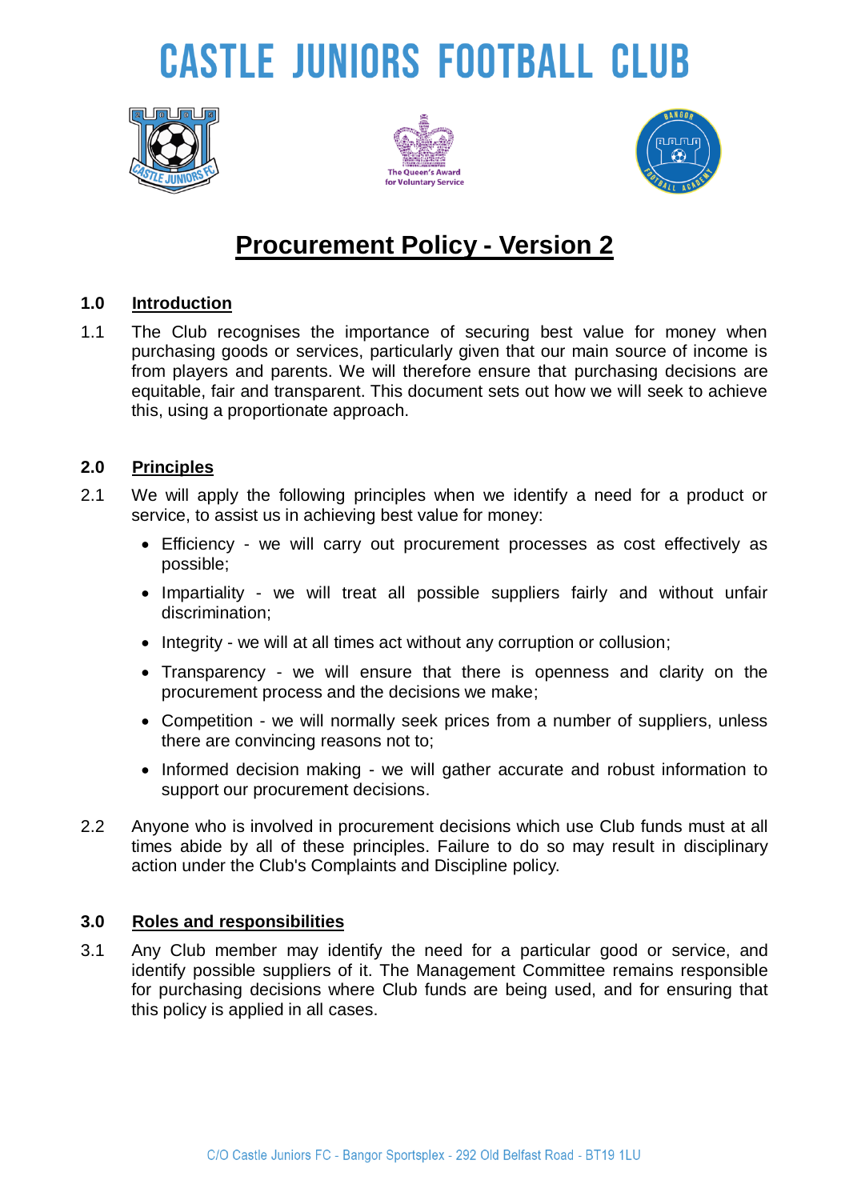# CASTLE JUNIORS FOOTBALL CLUB

## Procurement Policy - Version 2

### 1.0 Introduction

1.1 The Club recognises the importance of securing best value for money when purchasing goods or services, particularly given that our main source of income is from players and parents. We will therefore ensure that purchasing decisions are equitable, fair and transparent. This document sets out how we will seek to achieve this, using a proportionate approach.

### 2.0 Principles

2.1 We will apply the following principles when we identify a need for a product or service, to assist us in achieving best value for money:

- Efficiency - we will carry out procurement processes as cost effectively as possible;
- Impartiality - we will treat all possible suppliers fairly and without unfair discrimination;
- Integrity - we will at all times act without any corruption or collusion;
- Transparency - we will ensure that there is openness and clarity on the procurement process and the decisions we make;
- Competition - we will normally seek prices from a number of suppliers, unless there are convincing reasons not to;
- Informed decision making - we will gather accurate and robust information to support our procurement decisions.

2.2 Anyone who is involved in procurement decisions which use Club funds must at all times abide by all of these principles. Failure to do so may result in disciplinary action under the Club's Complaints and Discipline policy.

### 3.0 Roles and responsibilities

3.1 Any Club member may identify the need for a particular good or service, and identify possible suppliers of it. The Management Committee remains responsible for purchasing decisions where Club funds are being used, and for ensuring that this policy is applied in all cases.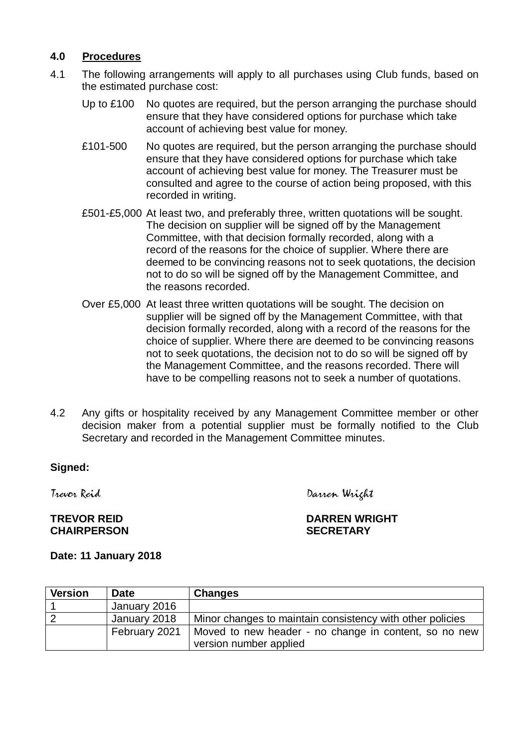## 4.0 Procedures

4.1 The following arrangements will apply to all purchases using Club funds, based on the estimated purchase cost:

Up to £100 No quotes are required, but the person arranging the purchase should ensure that they have considered options for purchase which take account of achieving best value for money.

£101-500 No quotes are required, but the person arranging the purchase should ensure that they have considered options for purchase which take account of achieving best value for money. The Treasurer must be consulted and agree to the course of action being proposed, with this recorded in writing.

£501-£5,000 At least two, and preferably three, written quotations will be sought. The decision on supplier will be signed off by the Management Committee, with that decision formally recorded, along with a record of the reasons for the choice of supplier. Where there are deemed to be convincing reasons not to seek quotations, the decision not to do so will be signed off by the Management Committee, and the reasons recorded.

Over £5,000 At least three written quotations will be sought. The decision on supplier will be signed off by the Management Committee, with that decision formally recorded, along with a record of the reasons for the choice of supplier. Where there are deemed to be convincing reasons not to seek quotations, the decision not to do so will be signed off by the Management Committee, and the reasons recorded. There will have to be compelling reasons not to seek a number of quotations.

4.2 Any gifts or hospitality received by any Management Committee member or other decision maker from a potential supplier must be formally notified to the Club Secretary and recorded in the Management Committee minutes.

**Signed:**

*Trevor Reid* *Darren Wright*

**TREVOR REID**
**CHAIRPERSON**

**DARREN WRIGHT**
**SECRETARY**

**Date: 11 January 2018**

| Version | Date | Changes |
|---|---|---|
| 1 | January 2016 | |
| 2 | January 2018 | Minor changes to maintain consistency with other policies |
| | February 2021 | Moved to new header - no change in content, so no new version number applied |